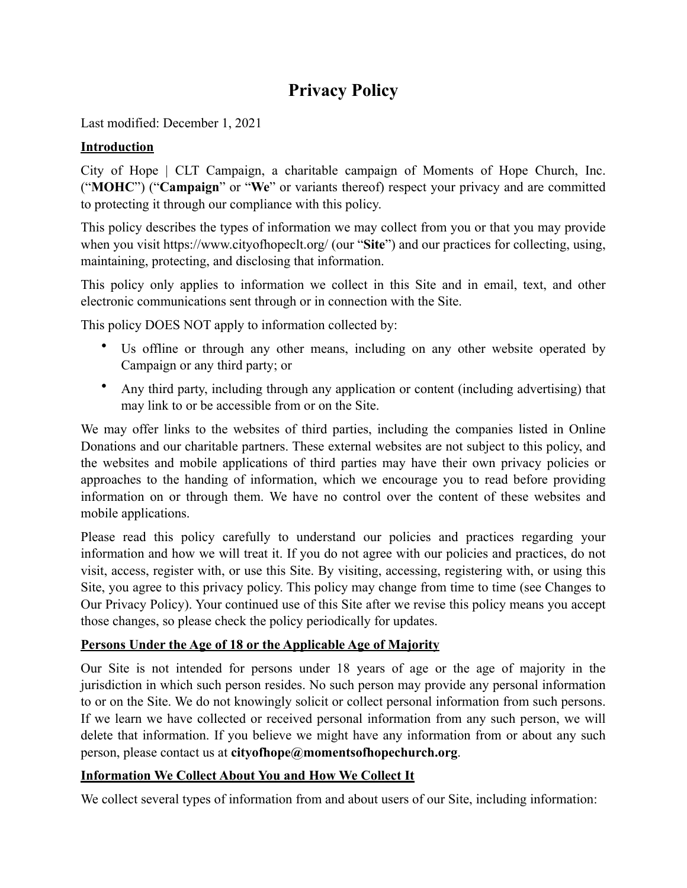# Privacy Policy

Last modified: December 1, 2021

## Introduction

City of Hope | CLT Campaign, a charitable campaign of Moments of Hope Church, Inc. ("**MOHC**") ("**Campaign**" or "**We**" or variants thereof) respect your privacy and are committed to protecting it through our compliance with this policy.

This policy describes the types of information we may collect from you or that you may provide when you visit https://www.cityofhopeclt.org/ (our "**Site**") and our practices for collecting, using, maintaining, protecting, and disclosing that information.

This policy only applies to information we collect in this Site and in email, text, and other electronic communications sent through or in connection with the Site.

This policy DOES NOT apply to information collected by:

- Us offline or through any other means, including on any other website operated by Campaign or any third party; or
- Any third party, including through any application or content (including advertising) that may link to or be accessible from or on the Site.

We may offer links to the websites of third parties, including the companies listed in Online Donations and our charitable partners. These external websites are not subject to this policy, and the websites and mobile applications of third parties may have their own privacy policies or approaches to the handing of information, which we encourage you to read before providing information on or through them. We have no control over the content of these websites and mobile applications.

Please read this policy carefully to understand our policies and practices regarding your information and how we will treat it. If you do not agree with our policies and practices, do not visit, access, register with, or use this Site. By visiting, accessing, registering with, or using this Site, you agree to this privacy policy. This policy may change from time to time (see Changes to Our Privacy Policy). Your continued use of this Site after we revise this policy means you accept those changes, so please check the policy periodically for updates.

## Persons Under the Age of 18 or the Applicable Age of Majority

Our Site is not intended for persons under 18 years of age or the age of majority in the jurisdiction in which such person resides. No such person may provide any personal information to or on the Site. We do not knowingly solicit or collect personal information from such persons. If we learn we have collected or received personal information from any such person, we will delete that information. If you believe we might have any information from or about any such person, please contact us at **cityofhope@momentsofhopechurch.org**.

## Information We Collect About You and How We Collect It

We collect several types of information from and about users of our Site, including information: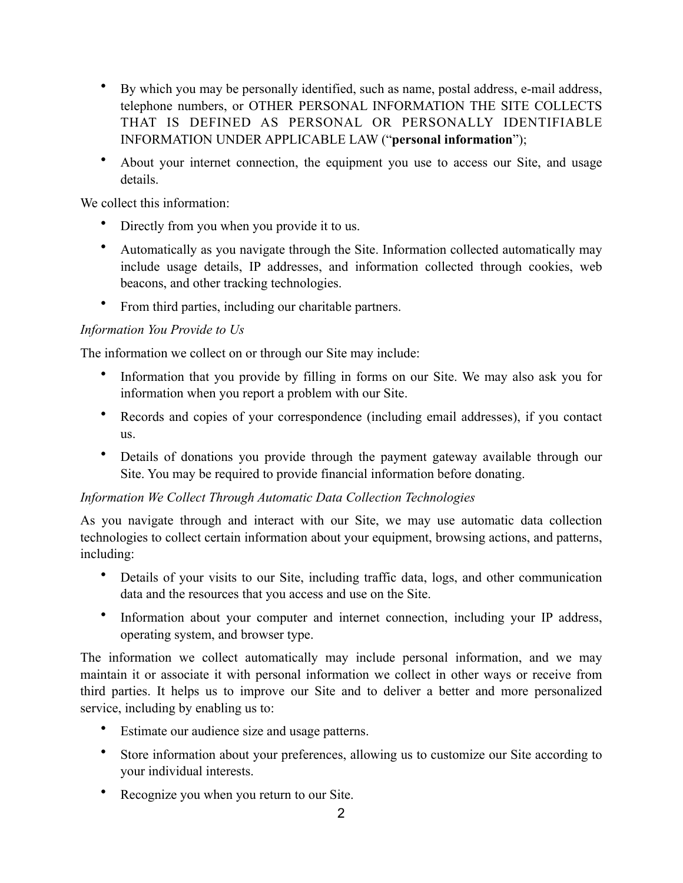- By which you may be personally identified, such as name, postal address, e-mail address, telephone numbers, or OTHER PERSONAL INFORMATION THE SITE COLLECTS THAT IS DEFINED AS PERSONAL OR PERSONALLY IDENTIFIABLE INFORMATION UNDER APPLICABLE LAW ("**personal information**");
- About your internet connection, the equipment you use to access our Site, and usage details.

We collect this information:

- Directly from you when you provide it to us.
- Automatically as you navigate through the Site. Information collected automatically may include usage details, IP addresses, and information collected through cookies, web beacons, and other tracking technologies.
- From third parties, including our charitable partners.

*Information You Provide to Us*

The information we collect on or through our Site may include:

- Information that you provide by filling in forms on our Site. We may also ask you for information when you report a problem with our Site.
- Records and copies of your correspondence (including email addresses), if you contact us.
- Details of donations you provide through the payment gateway available through our Site. You may be required to provide financial information before donating.

*Information We Collect Through Automatic Data Collection Technologies*

As you navigate through and interact with our Site, we may use automatic data collection technologies to collect certain information about your equipment, browsing actions, and patterns, including:

- Details of your visits to our Site, including traffic data, logs, and other communication data and the resources that you access and use on the Site.
- Information about your computer and internet connection, including your IP address, operating system, and browser type.

The information we collect automatically may include personal information, and we may maintain it or associate it with personal information we collect in other ways or receive from third parties. It helps us to improve our Site and to deliver a better and more personalized service, including by enabling us to:

- Estimate our audience size and usage patterns.
- Store information about your preferences, allowing us to customize our Site according to your individual interests.
- Recognize you when you return to our Site.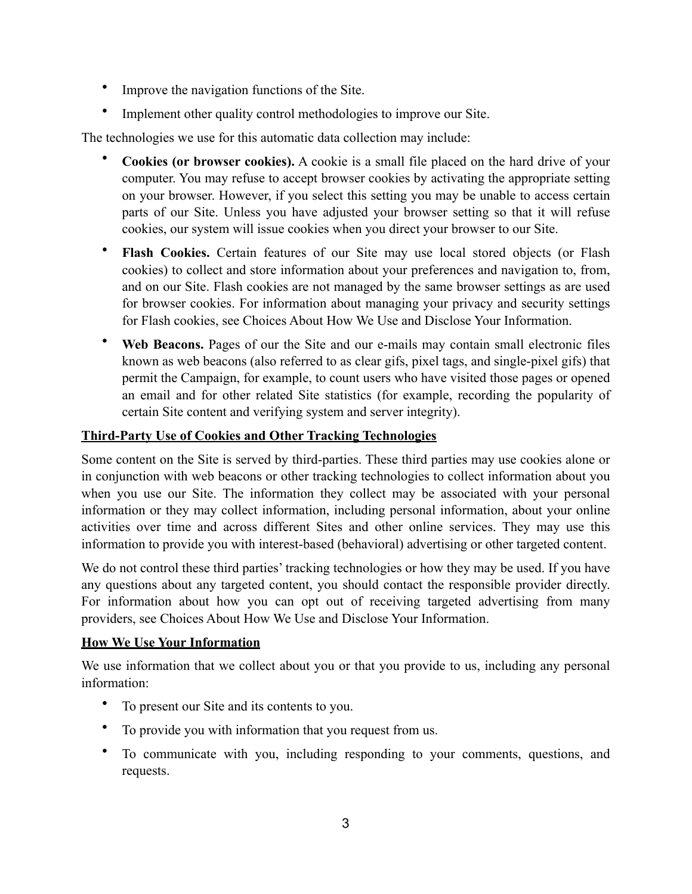- Improve the navigation functions of the Site.
- Implement other quality control methodologies to improve our Site.

The technologies we use for this automatic data collection may include:

- **Cookies (or browser cookies).** A cookie is a small file placed on the hard drive of your computer. You may refuse to accept browser cookies by activating the appropriate setting on your browser. However, if you select this setting you may be unable to access certain parts of our Site. Unless you have adjusted your browser setting so that it will refuse cookies, our system will issue cookies when you direct your browser to our Site.
- **Flash Cookies.** Certain features of our Site may use local stored objects (or Flash cookies) to collect and store information about your preferences and navigation to, from, and on our Site. Flash cookies are not managed by the same browser settings as are used for browser cookies. For information about managing your privacy and security settings for Flash cookies, see Choices About How We Use and Disclose Your Information.
- **Web Beacons.** Pages of our the Site and our e-mails may contain small electronic files known as web beacons (also referred to as clear gifs, pixel tags, and single-pixel gifs) that permit the Campaign, for example, to count users who have visited those pages or opened an email and for other related Site statistics (for example, recording the popularity of certain Site content and verifying system and server integrity).

**Third-Party Use of Cookies and Other Tracking Technologies**

Some content on the Site is served by third-parties. These third parties may use cookies alone or in conjunction with web beacons or other tracking technologies to collect information about you when you use our Site. The information they collect may be associated with your personal information or they may collect information, including personal information, about your online activities over time and across different Sites and other online services. They may use this information to provide you with interest-based (behavioral) advertising or other targeted content.

We do not control these third parties' tracking technologies or how they may be used. If you have any questions about any targeted content, you should contact the responsible provider directly. For information about how you can opt out of receiving targeted advertising from many providers, see Choices About How We Use and Disclose Your Information.

**How We Use Your Information**

We use information that we collect about you or that you provide to us, including any personal information:

- To present our Site and its contents to you.
- To provide you with information that you request from us.
- To communicate with you, including responding to your comments, questions, and requests.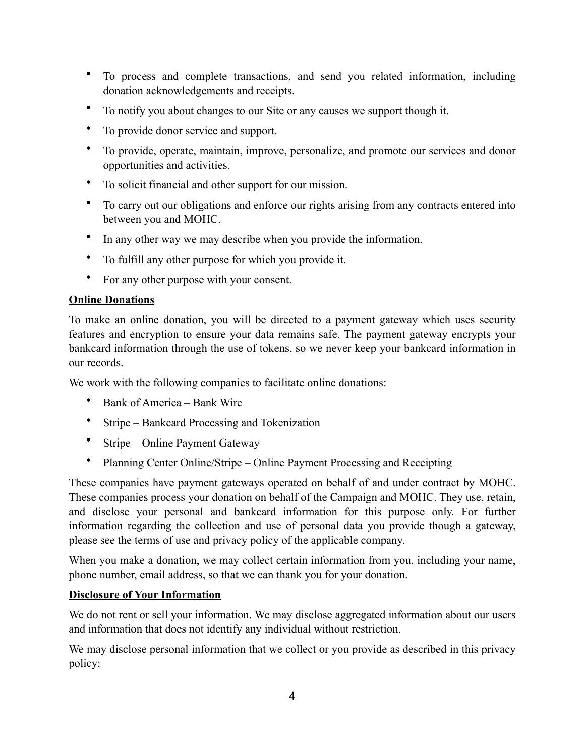- To process and complete transactions, and send you related information, including donation acknowledgements and receipts.
- To notify you about changes to our Site or any causes we support though it.
- To provide donor service and support.
- To provide, operate, maintain, improve, personalize, and promote our services and donor opportunities and activities.
- To solicit financial and other support for our mission.
- To carry out our obligations and enforce our rights arising from any contracts entered into between you and MOHC.
- In any other way we may describe when you provide the information.
- To fulfill any other purpose for which you provide it.
- For any other purpose with your consent.

**Online Donations**

To make an online donation, you will be directed to a payment gateway which uses security features and encryption to ensure your data remains safe. The payment gateway encrypts your bankcard information through the use of tokens, so we never keep your bankcard information in our records.

We work with the following companies to facilitate online donations:

- Bank of America – Bank Wire
- Stripe – Bankcard Processing and Tokenization
- Stripe – Online Payment Gateway
- Planning Center Online/Stripe – Online Payment Processing and Receipting

These companies have payment gateways operated on behalf of and under contract by MOHC. These companies process your donation on behalf of the Campaign and MOHC. They use, retain, and disclose your personal and bankcard information for this purpose only. For further information regarding the collection and use of personal data you provide though a gateway, please see the terms of use and privacy policy of the applicable company.

When you make a donation, we may collect certain information from you, including your name, phone number, email address, so that we can thank you for your donation.

**Disclosure of Your Information**

We do not rent or sell your information. We may disclose aggregated information about our users and information that does not identify any individual without restriction.

We may disclose personal information that we collect or you provide as described in this privacy policy: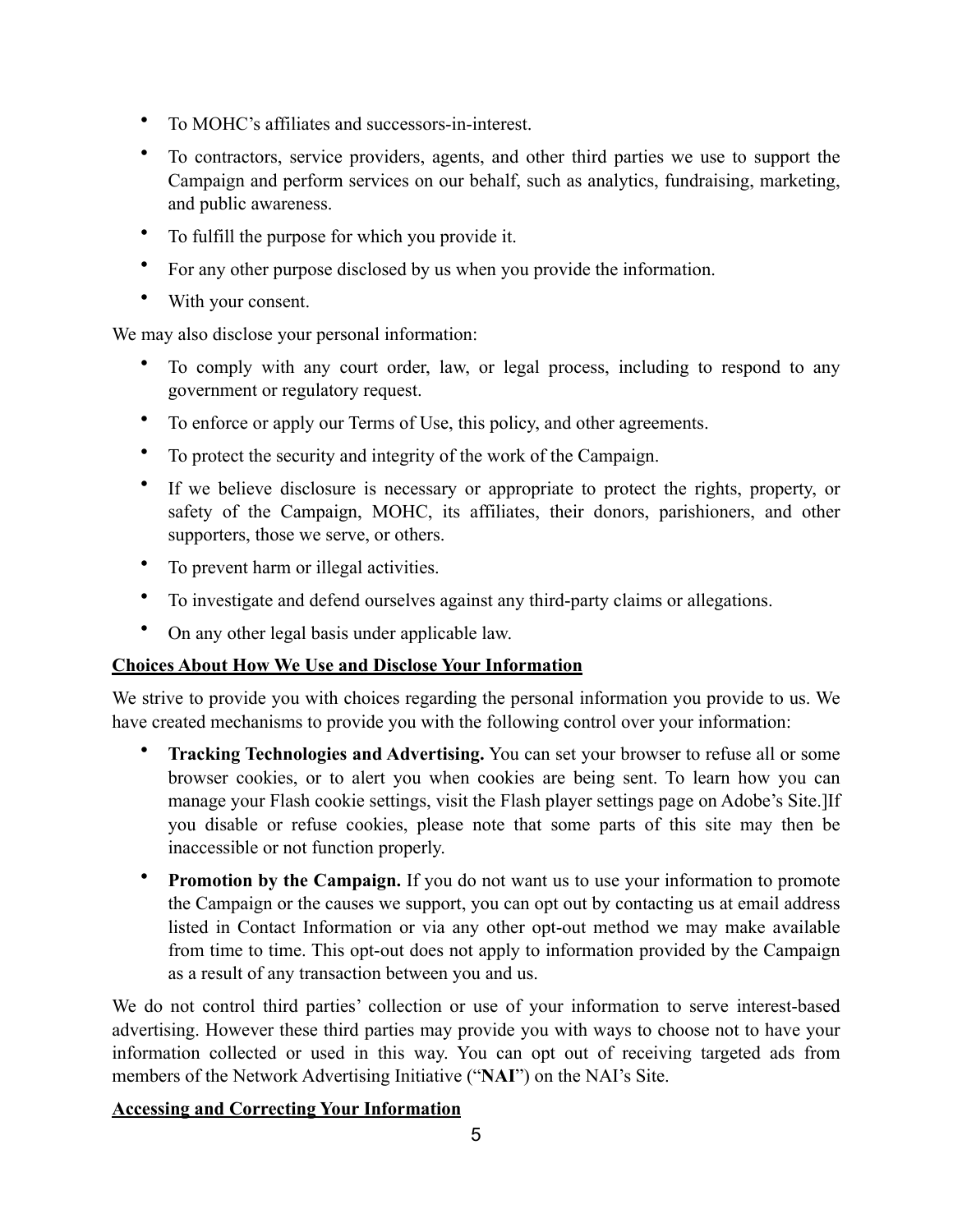- To MOHC's affiliates and successors-in-interest.
- To contractors, service providers, agents, and other third parties we use to support the Campaign and perform services on our behalf, such as analytics, fundraising, marketing, and public awareness.
- To fulfill the purpose for which you provide it.
- For any other purpose disclosed by us when you provide the information.
- With your consent.

We may also disclose your personal information:

- To comply with any court order, law, or legal process, including to respond to any government or regulatory request.
- To enforce or apply our Terms of Use, this policy, and other agreements.
- To protect the security and integrity of the work of the Campaign.
- If we believe disclosure is necessary or appropriate to protect the rights, property, or safety of the Campaign, MOHC, its affiliates, their donors, parishioners, and other supporters, those we serve, or others.
- To prevent harm or illegal activities.
- To investigate and defend ourselves against any third-party claims or allegations.
- On any other legal basis under applicable law.

**Choices About How We Use and Disclose Your Information**

We strive to provide you with choices regarding the personal information you provide to us. We have created mechanisms to provide you with the following control over your information:

- **Tracking Technologies and Advertising.** You can set your browser to refuse all or some browser cookies, or to alert you when cookies are being sent. To learn how you can manage your Flash cookie settings, visit the Flash player settings page on Adobe's Site.]If you disable or refuse cookies, please note that some parts of this site may then be inaccessible or not function properly.
- **Promotion by the Campaign.** If you do not want us to use your information to promote the Campaign or the causes we support, you can opt out by contacting us at email address listed in Contact Information or via any other opt-out method we may make available from time to time. This opt-out does not apply to information provided by the Campaign as a result of any transaction between you and us.

We do not control third parties' collection or use of your information to serve interest-based advertising. However these third parties may provide you with ways to choose not to have your information collected or used in this way. You can opt out of receiving targeted ads from members of the Network Advertising Initiative ("**NAI**") on the NAI's Site.

**Accessing and Correcting Your Information**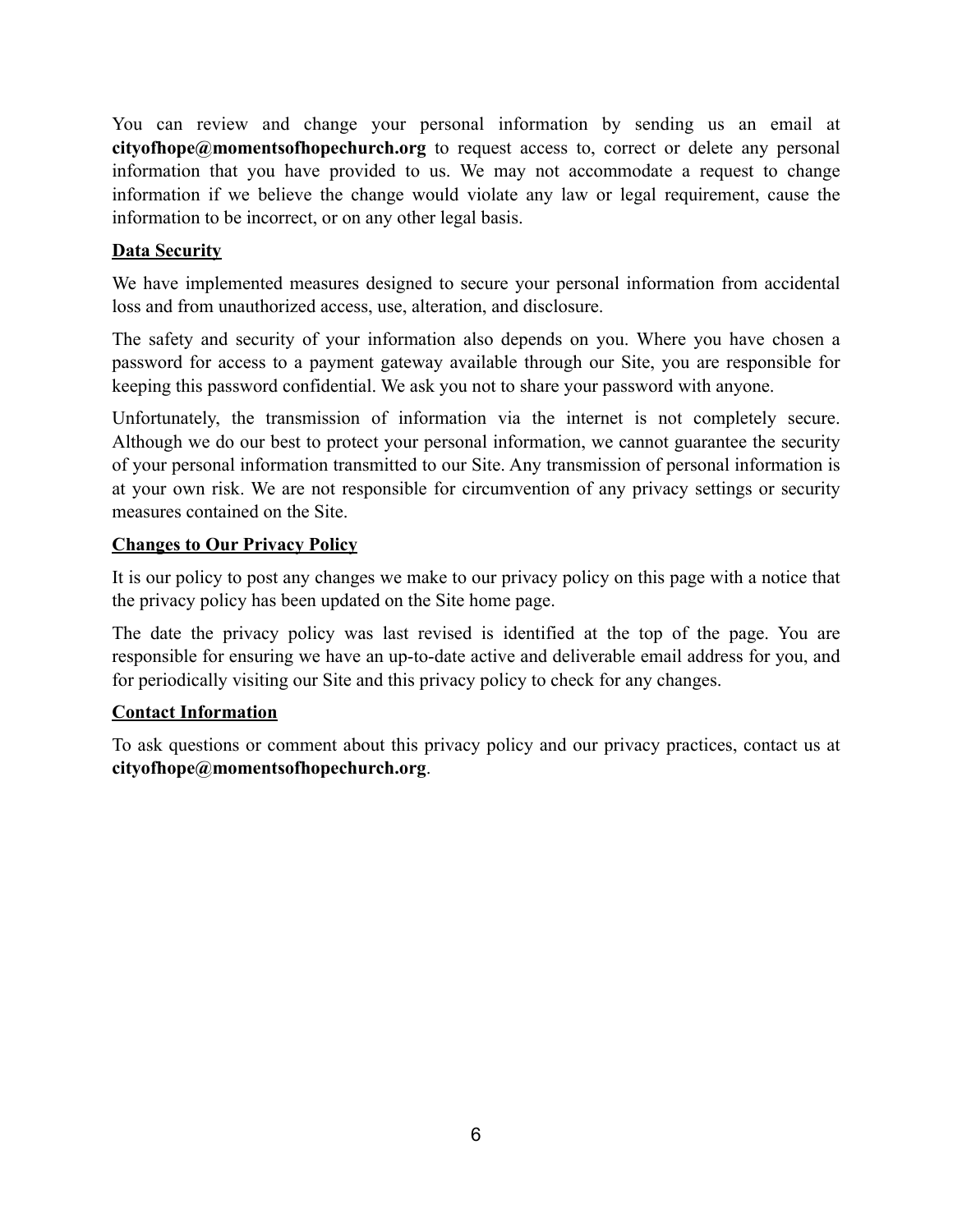You can review and change your personal information by sending us an email at **cityofhope@momentsofhopechurch.org** to request access to, correct or delete any personal information that you have provided to us. We may not accommodate a request to change information if we believe the change would violate any law or legal requirement, cause the information to be incorrect, or on any other legal basis.

## Data Security

We have implemented measures designed to secure your personal information from accidental loss and from unauthorized access, use, alteration, and disclosure.

The safety and security of your information also depends on you. Where you have chosen a password for access to a payment gateway available through our Site, you are responsible for keeping this password confidential. We ask you not to share your password with anyone.

Unfortunately, the transmission of information via the internet is not completely secure. Although we do our best to protect your personal information, we cannot guarantee the security of your personal information transmitted to our Site. Any transmission of personal information is at your own risk. We are not responsible for circumvention of any privacy settings or security measures contained on the Site.

## Changes to Our Privacy Policy

It is our policy to post any changes we make to our privacy policy on this page with a notice that the privacy policy has been updated on the Site home page.

The date the privacy policy was last revised is identified at the top of the page. You are responsible for ensuring we have an up-to-date active and deliverable email address for you, and for periodically visiting our Site and this privacy policy to check for any changes.

## Contact Information

To ask questions or comment about this privacy policy and our privacy practices, contact us at **cityofhope@momentsofhopechurch.org**.